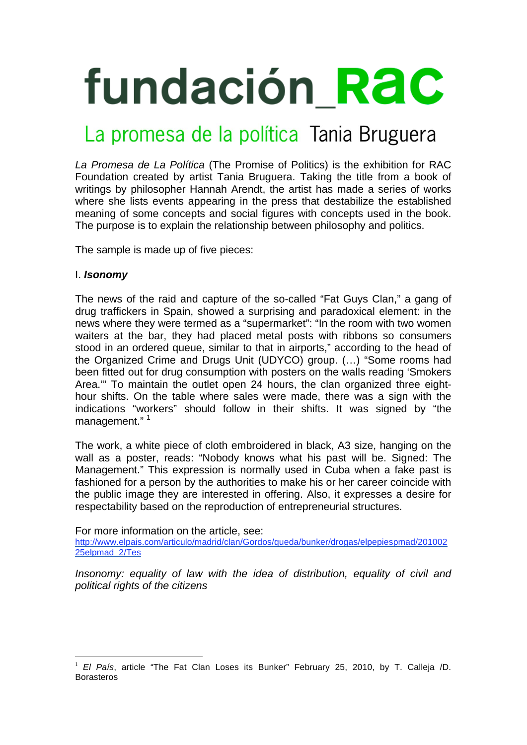# fundación_RAC

## La promesa de la política Tania Bruguera

*La Promesa de La Política* (The Promise of Politics) is the exhibition for RAC Foundation created by artist Tania Bruguera. Taking the title from a book of writings by philosopher Hannah Arendt, the artist has made a series of works where she lists events appearing in the press that destabilize the established meaning of some concepts and social figures with concepts used in the book. The purpose is to explain the relationship between philosophy and politics.

The sample is made up of five pieces:

### I. ***Isonomy***

The news of the raid and capture of the so-called "Fat Guys Clan," a gang of drug traffickers in Spain, showed a surprising and paradoxical element: in the news where they were termed as a "supermarket": "In the room with two women waiters at the bar, they had placed metal posts with ribbons so consumers stood in an ordered queue, similar to that in airports," according to the head of the Organized Crime and Drugs Unit (UDYCO) group. (…) "Some rooms had been fitted out for drug consumption with posters on the walls reading 'Smokers Area.'" To maintain the outlet open 24 hours, the clan organized three eight-hour shifts. On the table where sales were made, there was a sign with the indications "workers" should follow in their shifts. It was signed by "the management." [1]

The work, a white piece of cloth embroidered in black, A3 size, hanging on the wall as a poster, reads: "Nobody knows what his past will be. Signed: The Management." This expression is normally used in Cuba when a fake past is fashioned for a person by the authorities to make his or her career coincide with the public image they are interested in offering. Also, it expresses a desire for respectability based on the reproduction of entrepreneurial structures.

For more information on the article, see:
http://www.elpais.com/articulo/madrid/clan/Gordos/queda/bunker/drogas/elpepiespmad/20100225elpmad_2/Tes

*Isonomy: equality of law with the idea of distribution, equality of civil and political rights of the citizens*

---

[1] *El País*, article "The Fat Clan Loses its Bunker" February 25, 2010, by T. Calleja /D. Borasteros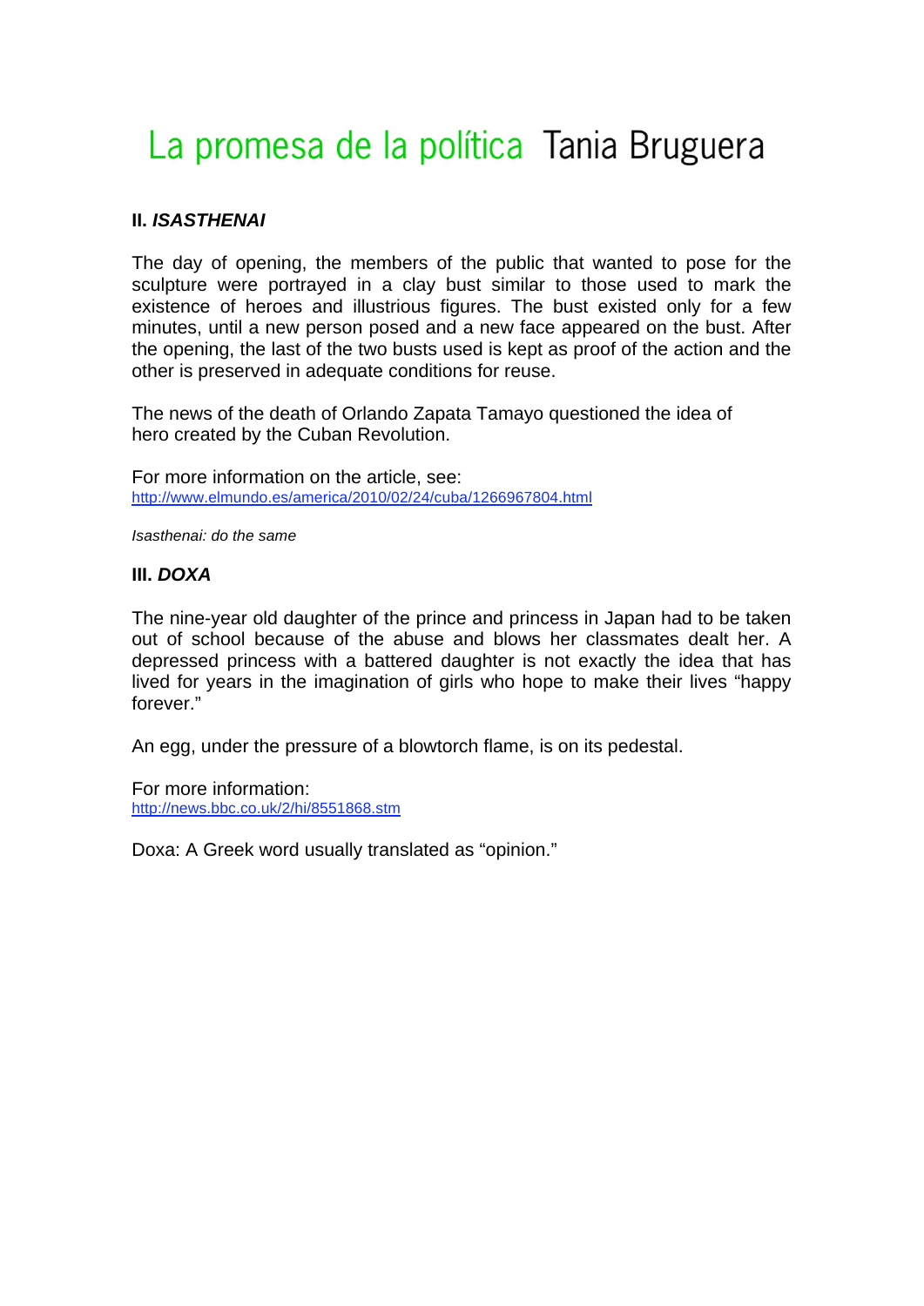# La promesa de la política Tania Bruguera

### II. *ISASTHENAI*

The day of opening, the members of the public that wanted to pose for the sculpture were portrayed in a clay bust similar to those used to mark the existence of heroes and illustrious figures. The bust existed only for a few minutes, until a new person posed and a new face appeared on the bust. After the opening, the last of the two busts used is kept as proof of the action and the other is preserved in adequate conditions for reuse.

The news of the death of Orlando Zapata Tamayo questioned the idea of hero created by the Cuban Revolution.

For more information on the article, see:
http://www.elmundo.es/america/2010/02/24/cuba/1266967804.html

*Isasthenai: do the same*

### III. *DOXA*

The nine-year old daughter of the prince and princess in Japan had to be taken out of school because of the abuse and blows her classmates dealt her. A depressed princess with a battered daughter is not exactly the idea that has lived for years in the imagination of girls who hope to make their lives "happy forever."

An egg, under the pressure of a blowtorch flame, is on its pedestal.

For more information:
http://news.bbc.co.uk/2/hi/8551868.stm

Doxa: A Greek word usually translated as "opinion."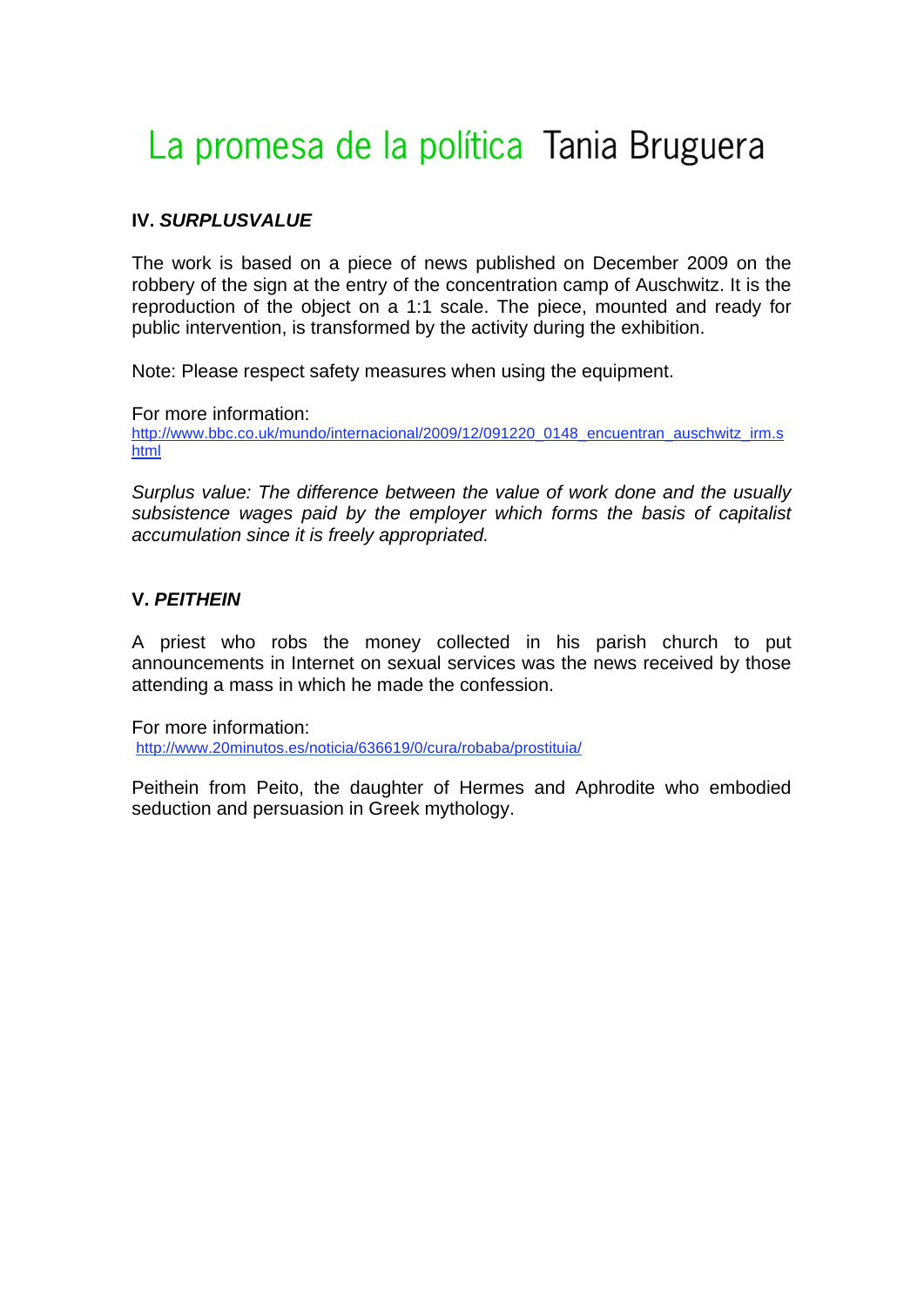# La promesa de la política Tania Bruguera

### IV. *SURPLUSVALUE*

The work is based on a piece of news published on December 2009 on the robbery of the sign at the entry of the concentration camp of Auschwitz. It is the reproduction of the object on a 1:1 scale. The piece, mounted and ready for public intervention, is transformed by the activity during the exhibition.

Note: Please respect safety measures when using the equipment.

For more information:
http://www.bbc.co.uk/mundo/internacional/2009/12/091220_0148_encuentran_auschwitz_irm.shtml

*Surplus value: The difference between the value of work done and the usually subsistence wages paid by the employer which forms the basis of capitalist accumulation since it is freely appropriated.*

### V. *PEITHEIN*

A priest who robs the money collected in his parish church to put announcements in Internet on sexual services was the news received by those attending a mass in which he made the confession.

For more information:
http://www.20minutos.es/noticia/636619/0/cura/robaba/prostituia/

Peithein from Peito, the daughter of Hermes and Aphrodite who embodied seduction and persuasion in Greek mythology.